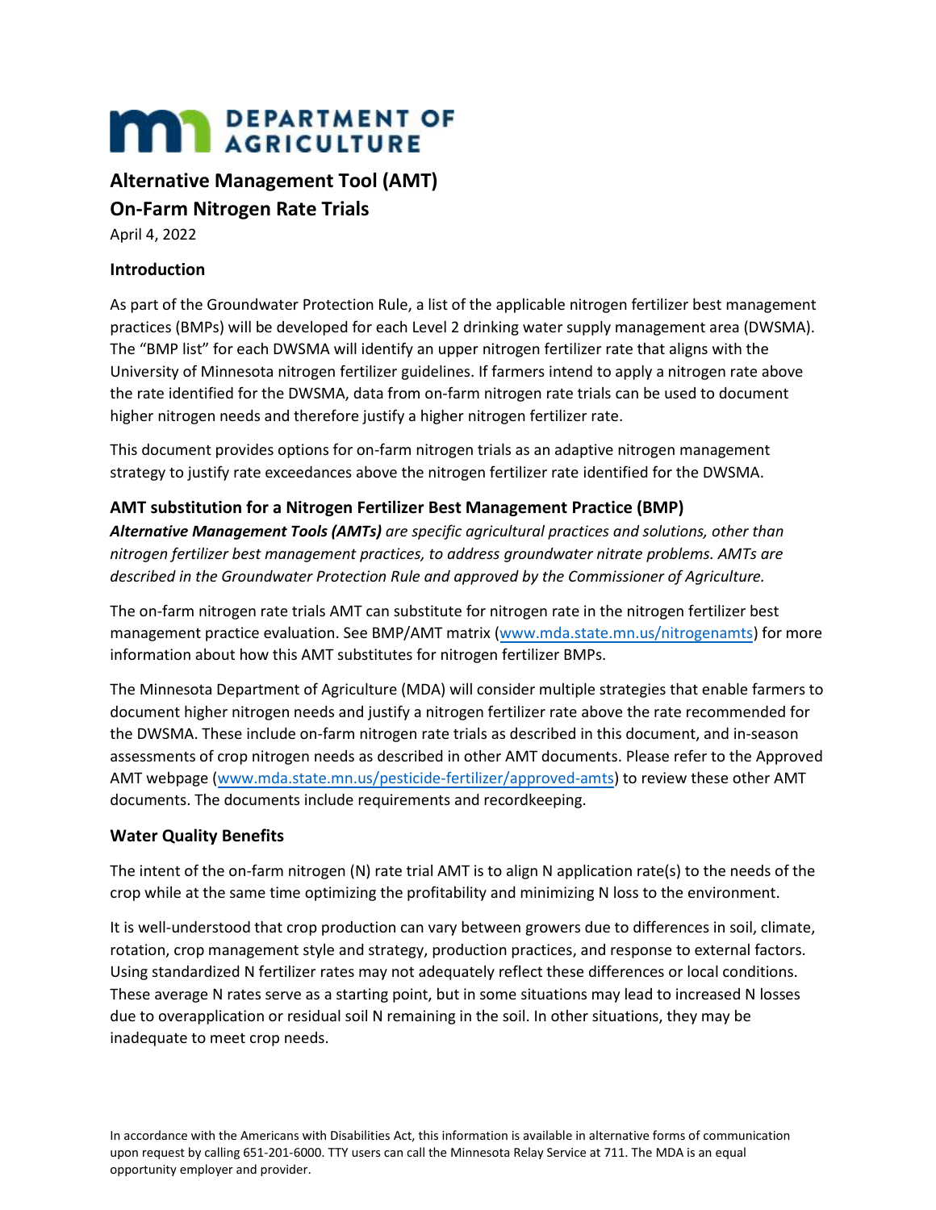DEPARTMENT OF AGRICULTURE

# Alternative Management Tool (AMT) On-Farm Nitrogen Rate Trials

April 4, 2022

## Introduction

As part of the Groundwater Protection Rule, a list of the applicable nitrogen fertilizer best management practices (BMPs) will be developed for each Level 2 drinking water supply management area (DWSMA). The "BMP list" for each DWSMA will identify an upper nitrogen fertilizer rate that aligns with the University of Minnesota nitrogen fertilizer guidelines. If farmers intend to apply a nitrogen rate above the rate identified for the DWSMA, data from on-farm nitrogen rate trials can be used to document higher nitrogen needs and therefore justify a higher nitrogen fertilizer rate.

This document provides options for on-farm nitrogen trials as an adaptive nitrogen management strategy to justify rate exceedances above the nitrogen fertilizer rate identified for the DWSMA.

## AMT substitution for a Nitrogen Fertilizer Best Management Practice (BMP)

***Alternative Management Tools (AMTs)*** *are specific agricultural practices and solutions, other than nitrogen fertilizer best management practices, to address groundwater nitrate problems. AMTs are described in the Groundwater Protection Rule and approved by the Commissioner of Agriculture.*

The on-farm nitrogen rate trials AMT can substitute for nitrogen rate in the nitrogen fertilizer best management practice evaluation. See BMP/AMT matrix (www.mda.state.mn.us/nitrogenamts) for more information about how this AMT substitutes for nitrogen fertilizer BMPs.

The Minnesota Department of Agriculture (MDA) will consider multiple strategies that enable farmers to document higher nitrogen needs and justify a nitrogen fertilizer rate above the rate recommended for the DWSMA. These include on-farm nitrogen rate trials as described in this document, and in-season assessments of crop nitrogen needs as described in other AMT documents. Please refer to the Approved AMT webpage (www.mda.state.mn.us/pesticide-fertilizer/approved-amts) to review these other AMT documents. The documents include requirements and recordkeeping.

## Water Quality Benefits

The intent of the on-farm nitrogen (N) rate trial AMT is to align N application rate(s) to the needs of the crop while at the same time optimizing the profitability and minimizing N loss to the environment.

It is well-understood that crop production can vary between growers due to differences in soil, climate, rotation, crop management style and strategy, production practices, and response to external factors. Using standardized N fertilizer rates may not adequately reflect these differences or local conditions. These average N rates serve as a starting point, but in some situations may lead to increased N losses due to overapplication or residual soil N remaining in the soil. In other situations, they may be inadequate to meet crop needs.

In accordance with the Americans with Disabilities Act, this information is available in alternative forms of communication upon request by calling 651-201-6000. TTY users can call the Minnesota Relay Service at 711. The MDA is an equal opportunity employer and provider.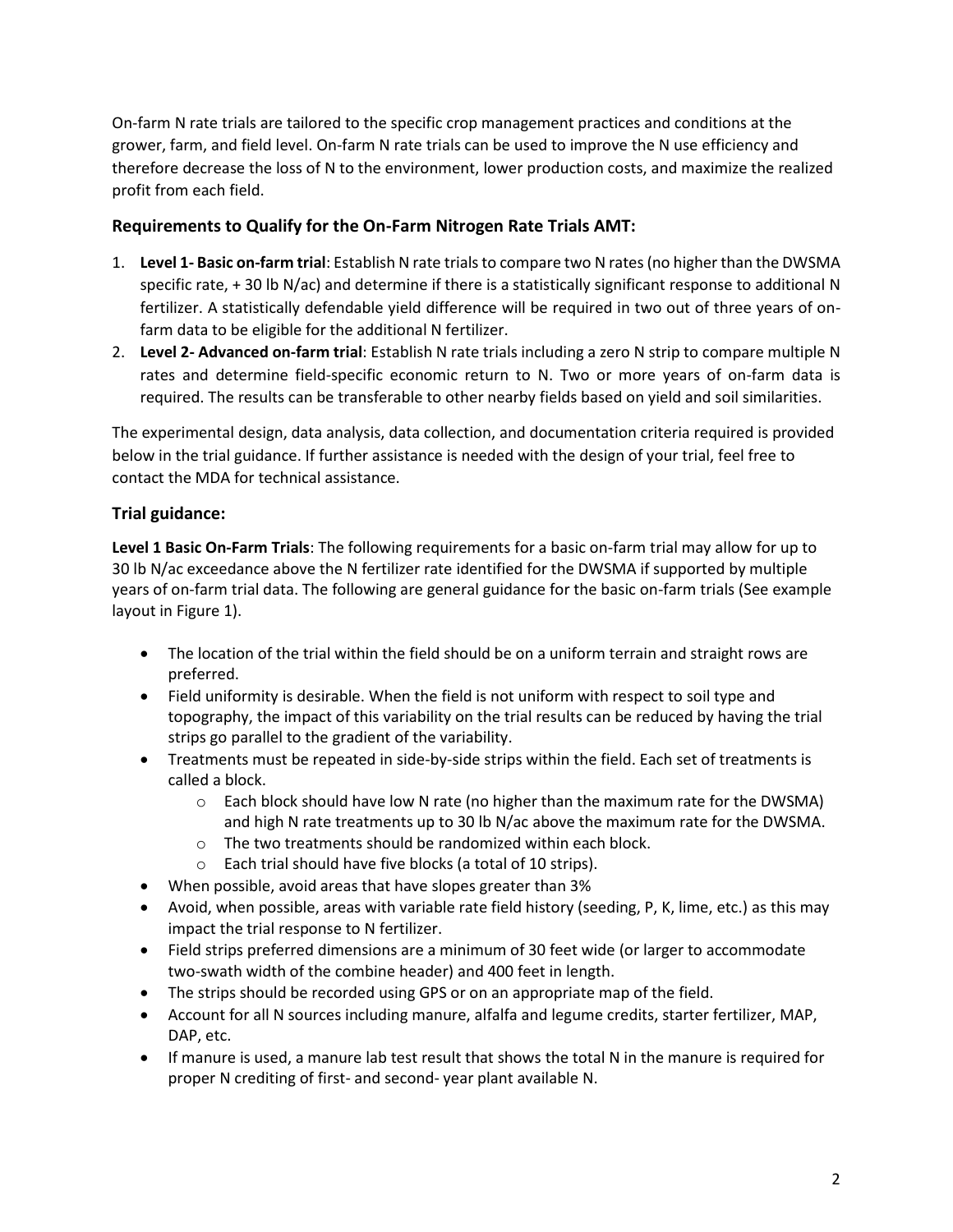On-farm N rate trials are tailored to the specific crop management practices and conditions at the grower, farm, and field level. On-farm N rate trials can be used to improve the N use efficiency and therefore decrease the loss of N to the environment, lower production costs, and maximize the realized profit from each field.

### Requirements to Qualify for the On-Farm Nitrogen Rate Trials AMT:

1. **Level 1- Basic on-farm trial**: Establish N rate trials to compare two N rates (no higher than the DWSMA specific rate, + 30 lb N/ac) and determine if there is a statistically significant response to additional N fertilizer. A statistically defendable yield difference will be required in two out of three years of on-farm data to be eligible for the additional N fertilizer.
2. **Level 2- Advanced on-farm trial**: Establish N rate trials including a zero N strip to compare multiple N rates and determine field-specific economic return to N. Two or more years of on-farm data is required. The results can be transferable to other nearby fields based on yield and soil similarities.

The experimental design, data analysis, data collection, and documentation criteria required is provided below in the trial guidance. If further assistance is needed with the design of your trial, feel free to contact the MDA for technical assistance.

### Trial guidance:

**Level 1 Basic On-Farm Trials**: The following requirements for a basic on-farm trial may allow for up to 30 lb N/ac exceedance above the N fertilizer rate identified for the DWSMA if supported by multiple years of on-farm trial data. The following are general guidance for the basic on-farm trials (See example layout in Figure 1).

- The location of the trial within the field should be on a uniform terrain and straight rows are preferred.
- Field uniformity is desirable. When the field is not uniform with respect to soil type and topography, the impact of this variability on the trial results can be reduced by having the trial strips go parallel to the gradient of the variability.
- Treatments must be repeated in side-by-side strips within the field. Each set of treatments is called a block.
  - Each block should have low N rate (no higher than the maximum rate for the DWSMA) and high N rate treatments up to 30 lb N/ac above the maximum rate for the DWSMA.
  - The two treatments should be randomized within each block.
  - Each trial should have five blocks (a total of 10 strips).
- When possible, avoid areas that have slopes greater than 3%
- Avoid, when possible, areas with variable rate field history (seeding, P, K, lime, etc.) as this may impact the trial response to N fertilizer.
- Field strips preferred dimensions are a minimum of 30 feet wide (or larger to accommodate two-swath width of the combine header) and 400 feet in length.
- The strips should be recorded using GPS or on an appropriate map of the field.
- Account for all N sources including manure, alfalfa and legume credits, starter fertilizer, MAP, DAP, etc.
- If manure is used, a manure lab test result that shows the total N in the manure is required for proper N crediting of first- and second- year plant available N.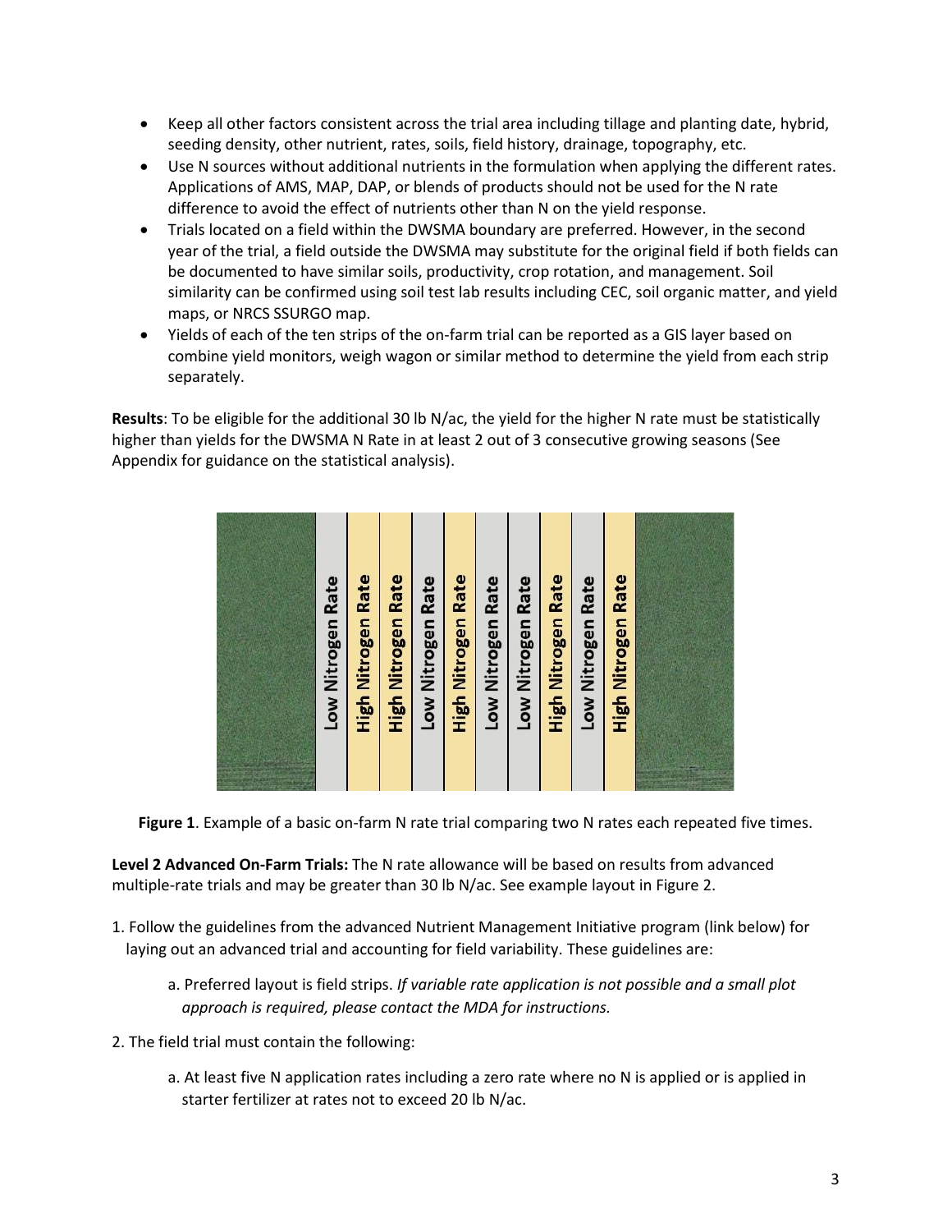- Keep all other factors consistent across the trial area including tillage and planting date, hybrid, seeding density, other nutrient, rates, soils, field history, drainage, topography, etc.
- Use N sources without additional nutrients in the formulation when applying the different rates. Applications of AMS, MAP, DAP, or blends of products should not be used for the N rate difference to avoid the effect of nutrients other than N on the yield response.
- Trials located on a field within the DWSMA boundary are preferred. However, in the second year of the trial, a field outside the DWSMA may substitute for the original field if both fields can be documented to have similar soils, productivity, crop rotation, and management. Soil similarity can be confirmed using soil test lab results including CEC, soil organic matter, and yield maps, or NRCS SSURGO map.
- Yields of each of the ten strips of the on-farm trial can be reported as a GIS layer based on combine yield monitors, weigh wagon or similar method to determine the yield from each strip separately.

**Results**: To be eligible for the additional 30 lb N/ac, the yield for the higher N rate must be statistically higher than yields for the DWSMA N Rate in at least 2 out of 3 consecutive growing seasons (See Appendix for guidance on the statistical analysis).

**Figure 1**. Example of a basic on-farm N rate trial comparing two N rates each repeated five times.

**Level 2 Advanced On-Farm Trials:** The N rate allowance will be based on results from advanced multiple-rate trials and may be greater than 30 lb N/ac. See example layout in Figure 2.

1. Follow the guidelines from the advanced Nutrient Management Initiative program (link below) for laying out an advanced trial and accounting for field variability. These guidelines are:

    a. Preferred layout is field strips. *If variable rate application is not possible and a small plot approach is required, please contact the MDA for instructions.*

2. The field trial must contain the following:

    a. At least five N application rates including a zero rate where no N is applied or is applied in starter fertilizer at rates not to exceed 20 lb N/ac.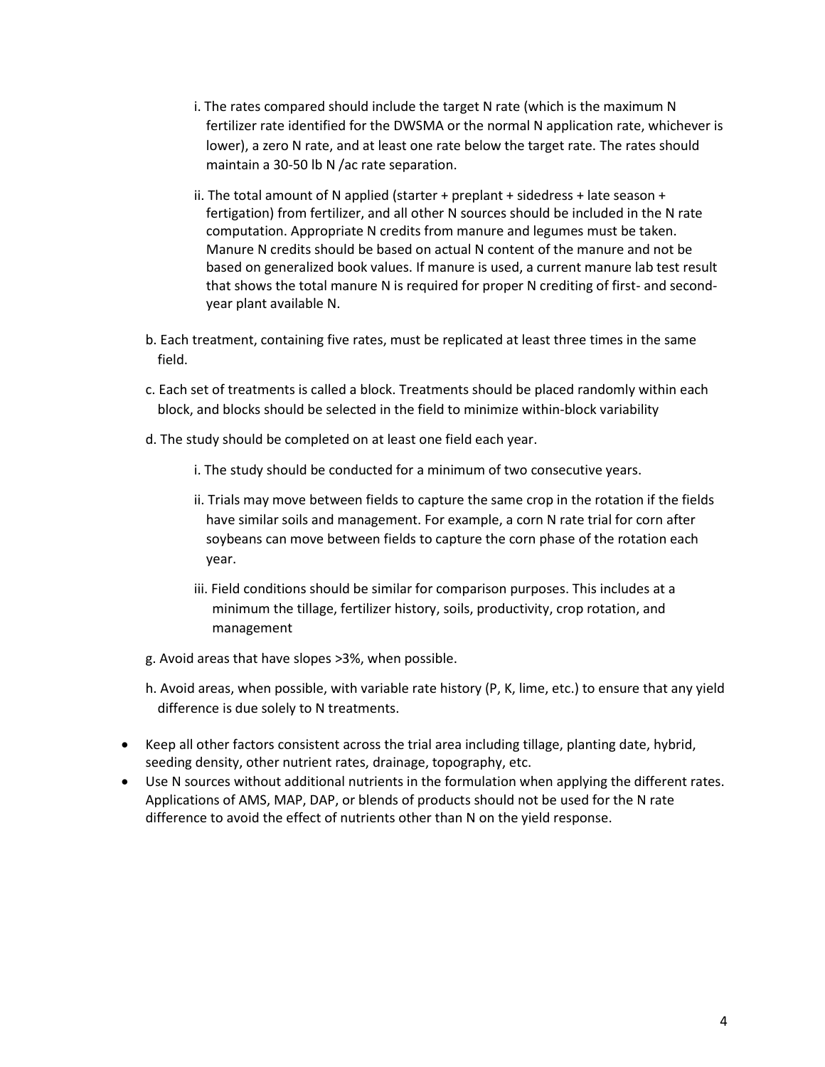i. The rates compared should include the target N rate (which is the maximum N fertilizer rate identified for the DWSMA or the normal N application rate, whichever is lower), a zero N rate, and at least one rate below the target rate. The rates should maintain a 30-50 lb N /ac rate separation.

ii. The total amount of N applied (starter + preplant + sidedress + late season + fertigation) from fertilizer, and all other N sources should be included in the N rate computation. Appropriate N credits from manure and legumes must be taken. Manure N credits should be based on actual N content of the manure and not be based on generalized book values. If manure is used, a current manure lab test result that shows the total manure N is required for proper N crediting of first- and second-year plant available N.

b. Each treatment, containing five rates, must be replicated at least three times in the same field.

c. Each set of treatments is called a block. Treatments should be placed randomly within each block, and blocks should be selected in the field to minimize within-block variability

d. The study should be completed on at least one field each year.

i. The study should be conducted for a minimum of two consecutive years.

ii. Trials may move between fields to capture the same crop in the rotation if the fields have similar soils and management. For example, a corn N rate trial for corn after soybeans can move between fields to capture the corn phase of the rotation each year.

iii. Field conditions should be similar for comparison purposes. This includes at a minimum the tillage, fertilizer history, soils, productivity, crop rotation, and management

g. Avoid areas that have slopes >3%, when possible.

h. Avoid areas, when possible, with variable rate history (P, K, lime, etc.) to ensure that any yield difference is due solely to N treatments.

- Keep all other factors consistent across the trial area including tillage, planting date, hybrid, seeding density, other nutrient rates, drainage, topography, etc.
- Use N sources without additional nutrients in the formulation when applying the different rates. Applications of AMS, MAP, DAP, or blends of products should not be used for the N rate difference to avoid the effect of nutrients other than N on the yield response.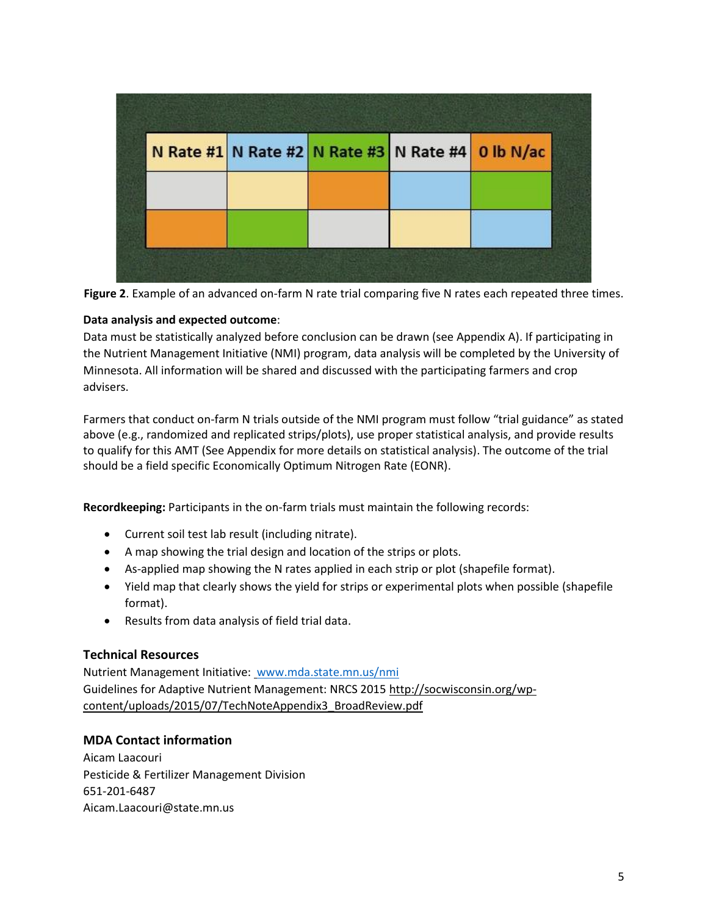| N Rate #1 | N Rate #2 | N Rate #3 | N Rate #4 | 0 lb N/ac |
|---|---|---|---|---|
| | | | | |
| | | | | |

**Figure 2**. Example of an advanced on-farm N rate trial comparing five N rates each repeated three times.

**Data analysis and expected outcome**:

Data must be statistically analyzed before conclusion can be drawn (see Appendix A). If participating in the Nutrient Management Initiative (NMI) program, data analysis will be completed by the University of Minnesota. All information will be shared and discussed with the participating farmers and crop advisers.

Farmers that conduct on-farm N trials outside of the NMI program must follow "trial guidance" as stated above (e.g., randomized and replicated strips/plots), use proper statistical analysis, and provide results to qualify for this AMT (See Appendix for more details on statistical analysis). The outcome of the trial should be a field specific Economically Optimum Nitrogen Rate (EONR).

**Recordkeeping:** Participants in the on-farm trials must maintain the following records:

- Current soil test lab result (including nitrate).
- A map showing the trial design and location of the strips or plots.
- As-applied map showing the N rates applied in each strip or plot (shapefile format).
- Yield map that clearly shows the yield for strips or experimental plots when possible (shapefile format).
- Results from data analysis of field trial data.

### Technical Resources

Nutrient Management Initiative: www.mda.state.mn.us/nmi

Guidelines for Adaptive Nutrient Management: NRCS 2015 http://socwisconsin.org/wp-content/uploads/2015/07/TechNoteAppendix3_BroadReview.pdf

### MDA Contact information

Aicam Laacouri

Pesticide & Fertilizer Management Division

651-201-6487

Aicam.Laacouri@state.mn.us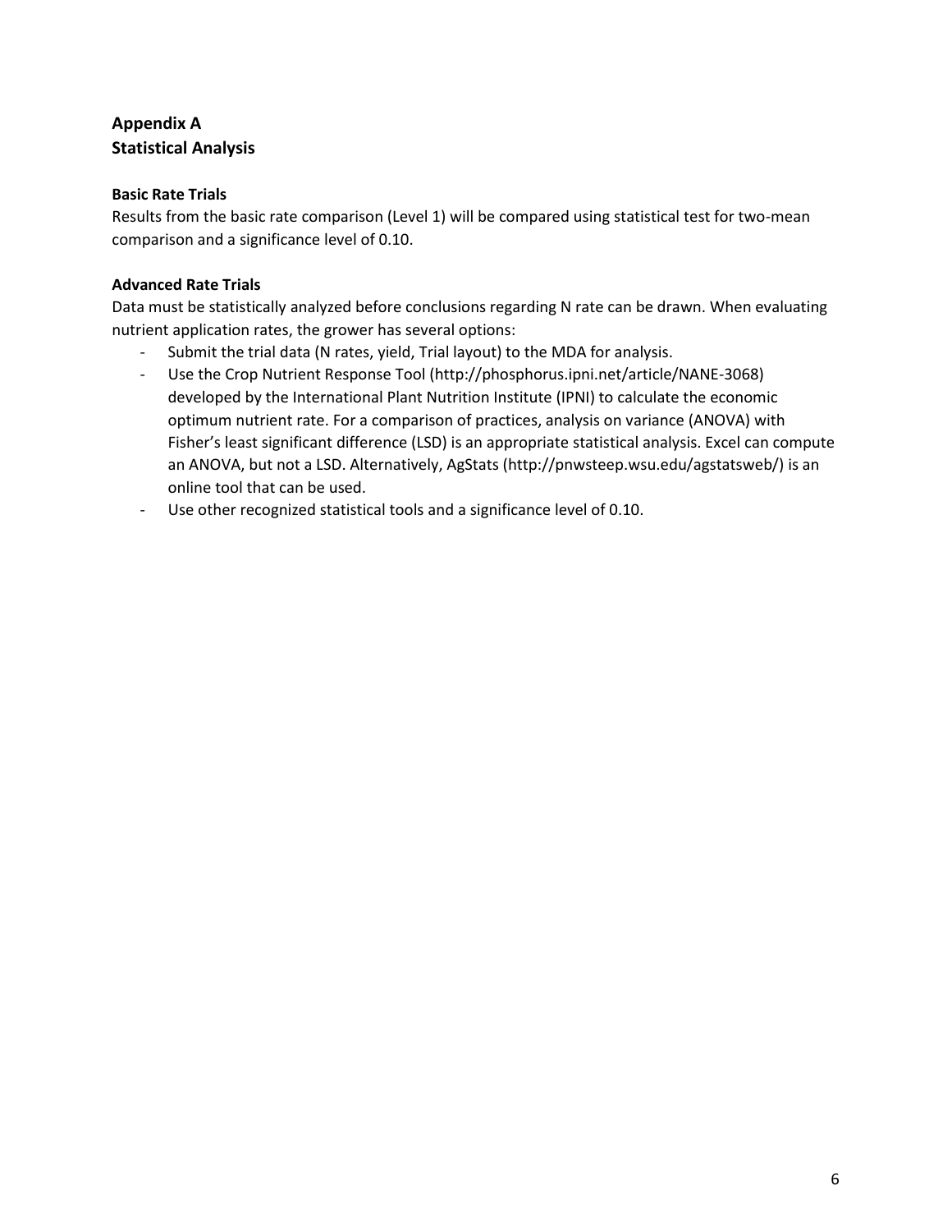## Appendix A
## Statistical Analysis

### Basic Rate Trials

Results from the basic rate comparison (Level 1) will be compared using statistical test for two-mean comparison and a significance level of 0.10.

### Advanced Rate Trials

Data must be statistically analyzed before conclusions regarding N rate can be drawn. When evaluating nutrient application rates, the grower has several options:

- Submit the trial data (N rates, yield, Trial layout) to the MDA for analysis.
- Use the Crop Nutrient Response Tool (http://phosphorus.ipni.net/article/NANE-3068) developed by the International Plant Nutrition Institute (IPNI) to calculate the economic optimum nutrient rate. For a comparison of practices, analysis on variance (ANOVA) with Fisher's least significant difference (LSD) is an appropriate statistical analysis. Excel can compute an ANOVA, but not a LSD. Alternatively, AgStats (http://pnwsteep.wsu.edu/agstatsweb/) is an online tool that can be used.
- Use other recognized statistical tools and a significance level of 0.10.